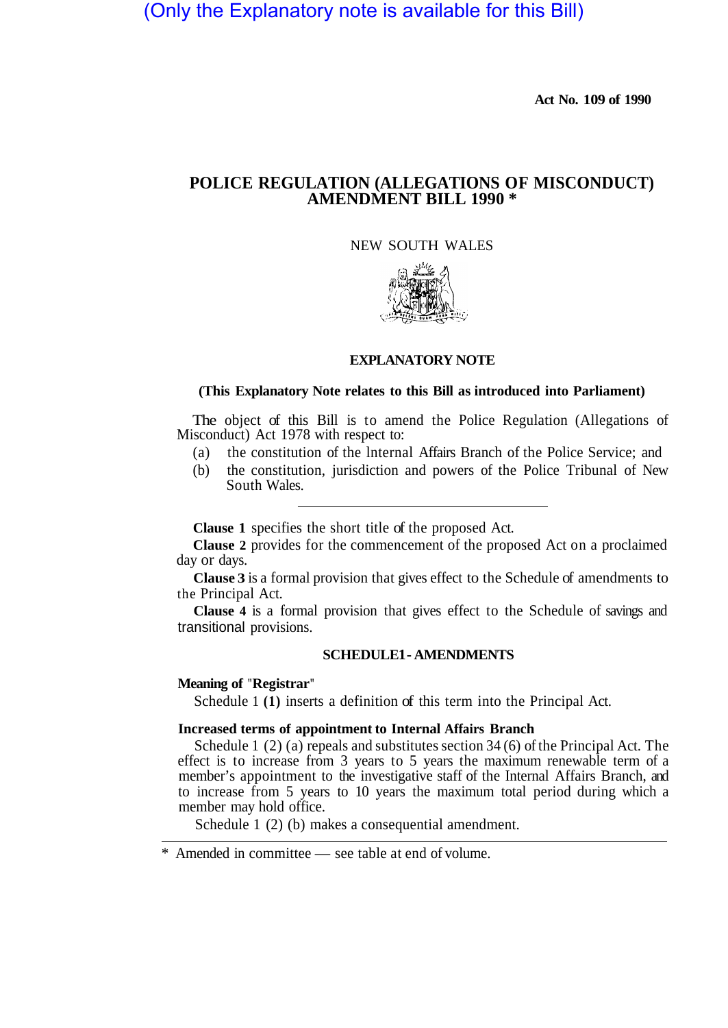(Only the Explanatory note is available for this Bill)

**Act No. 109 of 1990**

# POLICE REGULATION (ALLEGATIONS OF MISCONDUCT) AMENDMENT BILL 1990 *

NEW SOUTH WALES

## EXPLANATORY NOTE

**(This Explanatory Note relates to this Bill as introduced into Parliament)**

The object of this Bill is to amend the Police Regulation (Allegations of Misconduct) Act 1978 with respect to:

(a) the constitution of the Internal Affairs Branch of the Police Service; and

(b) the constitution, jurisdiction and powers of the Police Tribunal of New South Wales.

---

**Clause 1** specifies the short title of the proposed Act.

**Clause 2** provides for the commencement of the proposed Act on a proclaimed day or days.

**Clause 3** is a formal provision that gives effect to the Schedule of amendments to the Principal Act.

**Clause 4** is a formal provision that gives effect to the Schedule of savings and transitional provisions.

### SCHEDULE 1 - AMENDMENTS

**Meaning of "Registrar"**

Schedule 1 **(1)** inserts a definition of this term into the Principal Act.

**Increased terms of appointment to Internal Affairs Branch**

Schedule 1 (2) (a) repeals and substitutes section 34 (6) of the Principal Act. The effect is to increase from 3 years to 5 years the maximum renewable term of a member's appointment to the investigative staff of the Internal Affairs Branch, and to increase from 5 years to 10 years the maximum total period during which a member may hold office.

Schedule 1 (2) (b) makes a consequential amendment.

---

* Amended in committee — see table at end of volume.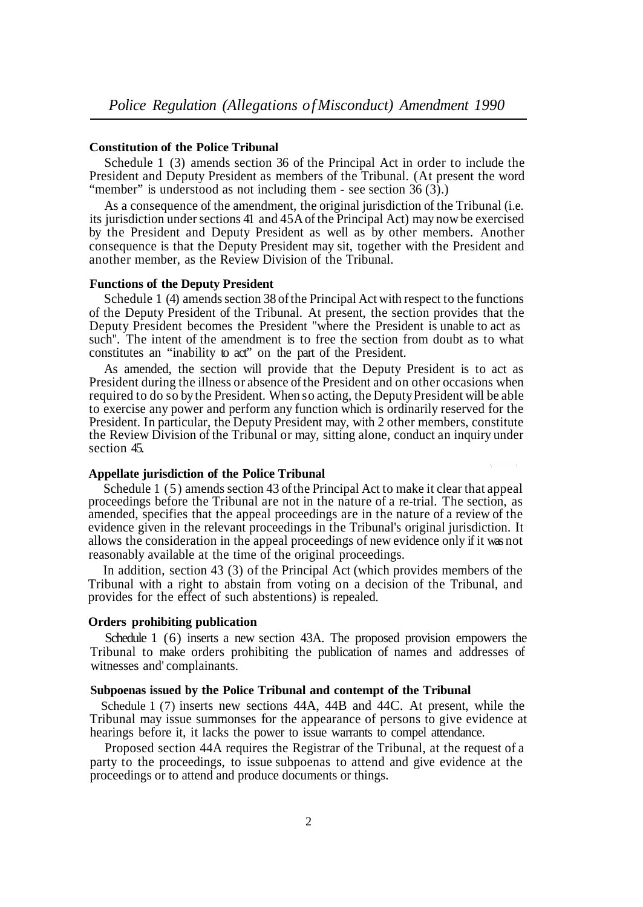**Constitution of the Police Tribunal**

Schedule 1 (3) amends section 36 of the Principal Act in order to include the President and Deputy President as members of the Tribunal. (At present the word "member" is understood as not including them - see section 36 (3).)

As a consequence of the amendment, the original jurisdiction of the Tribunal (i.e. its jurisdiction under sections 41 and 45A of the Principal Act) may now be exercised by the President and Deputy President as well as by other members. Another consequence is that the Deputy President may sit, together with the President and another member, as the Review Division of the Tribunal.

**Functions of the Deputy President**

Schedule 1 (4) amends section 38 of the Principal Act with respect to the functions of the Deputy President of the Tribunal. At present, the section provides that the Deputy President becomes the President "where the President is unable to act as such". The intent of the amendment is to free the section from doubt as to what constitutes an "inability to act" on the part of the President.

As amended, the section will provide that the Deputy President is to act as President during the illness or absence of the President and on other occasions when required to do so by the President. When so acting, the Deputy President will be able to exercise any power and perform any function which is ordinarily reserved for the President. In particular, the Deputy President may, with 2 other members, constitute the Review Division of the Tribunal or may, sitting alone, conduct an inquiry under section 45.

**Appellate jurisdiction of the Police Tribunal**

Schedule 1 (5) amends section 43 of the Principal Act to make it clear that appeal proceedings before the Tribunal are not in the nature of a re-trial. The section, as amended, specifies that the appeal proceedings are in the nature of a review of the evidence given in the relevant proceedings in the Tribunal's original jurisdiction. It allows the consideration in the appeal proceedings of new evidence only if it was not reasonably available at the time of the original proceedings.

In addition, section 43 (3) of the Principal Act (which provides members of the Tribunal with a right to abstain from voting on a decision of the Tribunal, and provides for the effect of such abstentions) is repealed.

**Orders prohibiting publication**

Schedule 1 (6) inserts a new section 43A. The proposed provision empowers the Tribunal to make orders prohibiting the publication of names and addresses of witnesses and complainants.

**Subpoenas issued by the Police Tribunal and contempt of the Tribunal**

Schedule 1 (7) inserts new sections 44A, 44B and 44C. At present, while the Tribunal may issue summonses for the appearance of persons to give evidence at hearings before it, it lacks the power to issue warrants to compel attendance.

Proposed section 44A requires the Registrar of the Tribunal, at the request of a party to the proceedings, to issue subpoenas to attend and give evidence at the proceedings or to attend and produce documents or things.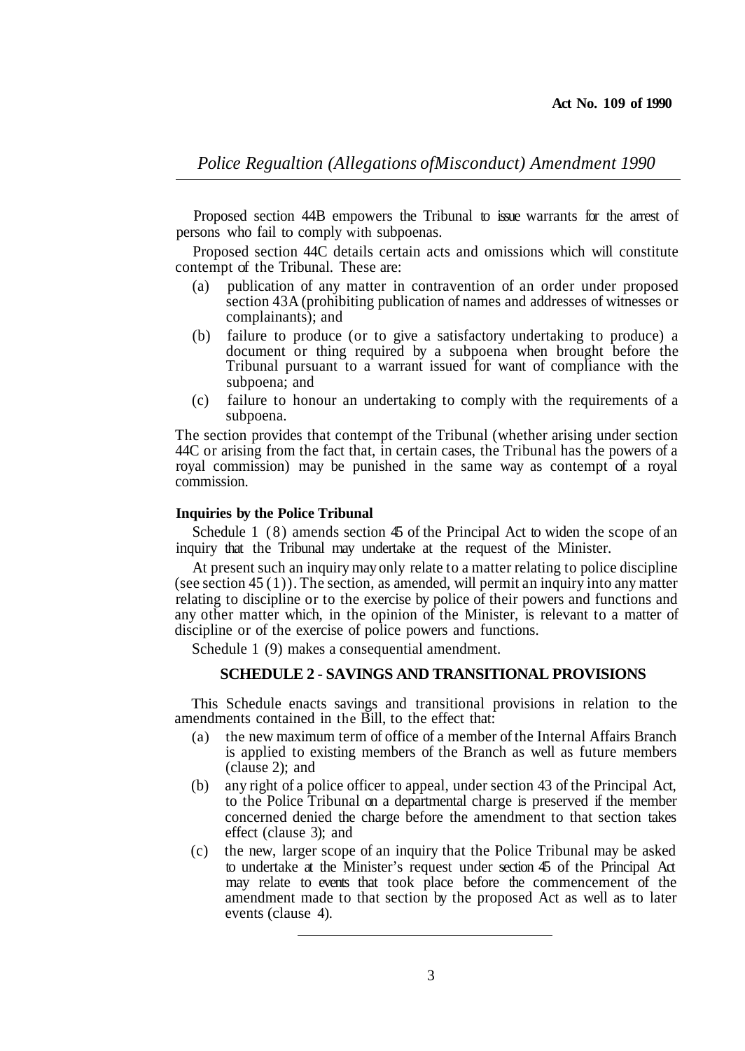Proposed section 44B empowers the Tribunal to issue warrants for the arrest of persons who fail to comply with subpoenas.

Proposed section 44C details certain acts and omissions which will constitute contempt of the Tribunal. These are:

- (a) publication of any matter in contravention of an order under proposed section 43A (prohibiting publication of names and addresses of witnesses or complainants); and
- (b) failure to produce (or to give a satisfactory undertaking to produce) a document or thing required by a subpoena when brought before the Tribunal pursuant to a warrant issued for want of compliance with the subpoena; and
- (c) failure to honour an undertaking to comply with the requirements of a subpoena.

The section provides that contempt of the Tribunal (whether arising under section 44C or arising from the fact that, in certain cases, the Tribunal has the powers of a royal commission) may be punished in the same way as contempt of a royal commission.

**Inquiries by the Police Tribunal**

Schedule 1 (8) amends section 45 of the Principal Act to widen the scope of an inquiry that the Tribunal may undertake at the request of the Minister.

At present such an inquiry may only relate to a matter relating to police discipline (see section 45 (1)). The section, as amended, will permit an inquiry into any matter relating to discipline or to the exercise by police of their powers and functions and any other matter which, in the opinion of the Minister, is relevant to a matter of discipline or of the exercise of police powers and functions.

Schedule 1 (9) makes a consequential amendment.

## SCHEDULE 2 - SAVINGS AND TRANSITIONAL PROVISIONS

This Schedule enacts savings and transitional provisions in relation to the amendments contained in the Bill, to the effect that:

- (a) the new maximum term of office of a member of the Internal Affairs Branch is applied to existing members of the Branch as well as future members (clause 2); and
- (b) any right of a police officer to appeal, under section 43 of the Principal Act, to the Police Tribunal on a departmental charge is preserved if the member concerned denied the charge before the amendment to that section takes effect (clause 3); and
- (c) the new, larger scope of an inquiry that the Police Tribunal may be asked to undertake at the Minister's request under section 45 of the Principal Act may relate to events that took place before the commencement of the amendment made to that section by the proposed Act as well as to later events (clause 4).